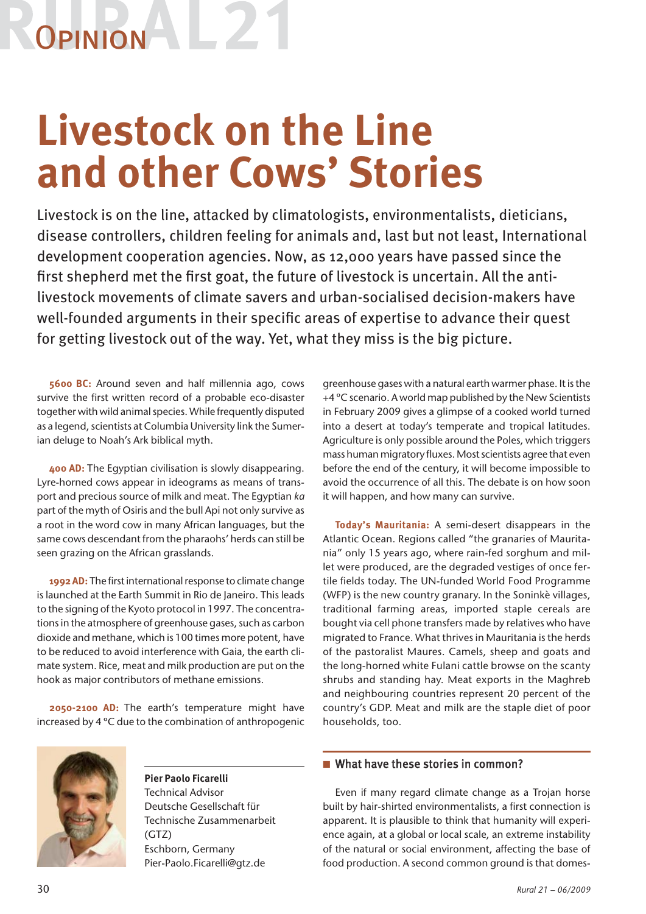# Livestock on the Line and other Cows' Stories

Livestock is on the line, attacked by climatologists, environmentalists, dieticians, disease controllers, children feeling for animals and, last but not least, International development cooperation agencies. Now, as 12,000 years have passed since the first shepherd met the first goat, the future of livestock is uncertain. All the anti-livestock movements of climate savers and urban-socialised decision-makers have well-founded arguments in their specific areas of expertise to advance their quest for getting livestock out of the way. Yet, what they miss is the big picture.

**5600 BC:** Around seven and half millennia ago, cows survive the first written record of a probable eco-disaster together with wild animal species. While frequently disputed as a legend, scientists at Columbia University link the Sumerian deluge to Noah's Ark biblical myth.

**400 AD:** The Egyptian civilisation is slowly disappearing. Lyre-horned cows appear in ideograms as means of transport and precious source of milk and meat. The Egyptian *ka* part of the myth of Osiris and the bull Api not only survive as a root in the word cow in many African languages, but the same cows descendant from the pharaohs' herds can still be seen grazing on the African grasslands.

**1992 AD:** The first international response to climate change is launched at the Earth Summit in Rio de Janeiro. This leads to the signing of the Kyoto protocol in 1997. The concentrations in the atmosphere of greenhouse gases, such as carbon dioxide and methane, which is 100 times more potent, have to be reduced to avoid interference with Gaia, the earth climate system. Rice, meat and milk production are put on the hook as major contributors of methane emissions.

**2050-2100 AD:** The earth's temperature might have increased by 4 °C due to the combination of anthropogenic greenhouse gases with a natural earth warmer phase. It is the +4 °C scenario. A world map published by the New Scientists in February 2009 gives a glimpse of a cooked world turned into a desert at today's temperate and tropical latitudes. Agriculture is only possible around the Poles, which triggers mass human migratory fluxes. Most scientists agree that even before the end of the century, it will become impossible to avoid the occurrence of all this. The debate is on how soon it will happen, and how many can survive.

**Today's Mauritania:** A semi-desert disappears in the Atlantic Ocean. Regions called "the granaries of Mauritania" only 15 years ago, where rain-fed sorghum and millet were produced, are the degraded vestiges of once fertile fields today. The UN-funded World Food Programme (WFP) is the new country granary. In the Soninkè villages, traditional farming areas, imported staple cereals are bought via cell phone transfers made by relatives who have migrated to France. What thrives in Mauritania is the herds of the pastoralist Maures. Camels, sheep and goats and the long-horned white Fulani cattle browse on the scanty shrubs and standing hay. Meat exports in the Maghreb and neighbouring countries represent 20 percent of the country's GDP. Meat and milk are the staple diet of poor households, too.

**Pier Paolo Ficarelli**
Technical Advisor
Deutsche Gesellschaft für Technische Zusammenarbeit (GTZ)
Eschborn, Germany
Pier-Paolo.Ficarelli@gtz.de

## What have these stories in common?

Even if many regard climate change as a Trojan horse built by hair-shirted environmentalists, a first connection is apparent. It is plausible to think that humanity will experience again, at a global or local scale, an extreme instability of the natural or social environment, affecting the base of food production. A second common ground is that domes-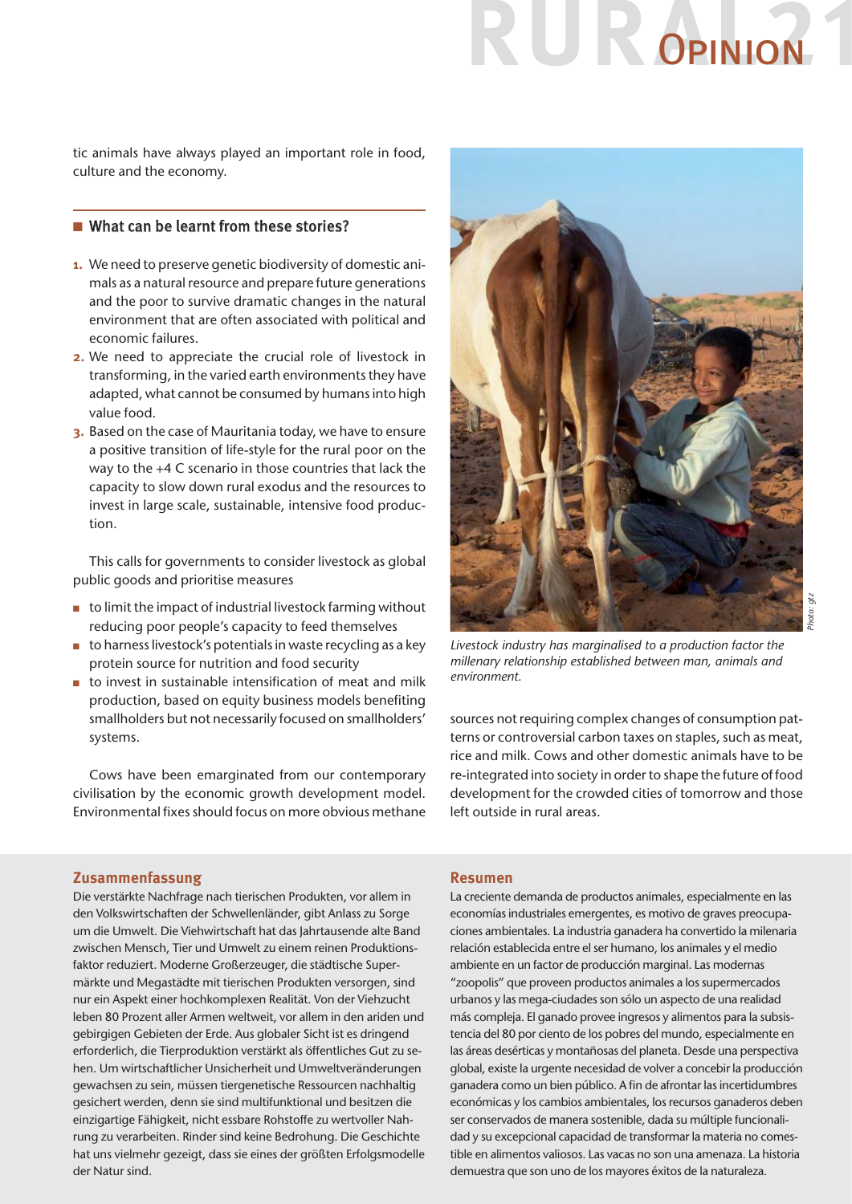tic animals have always played an important role in food, culture and the economy.

## What can be learnt from these stories?

1. We need to preserve genetic biodiversity of domestic animals as a natural resource and prepare future generations and the poor to survive dramatic changes in the natural environment that are often associated with political and economic failures.
2. We need to appreciate the crucial role of livestock in transforming, in the varied earth environments they have adapted, what cannot be consumed by humans into high value food.
3. Based on the case of Mauritania today, we have to ensure a positive transition of life-style for the rural poor on the way to the +4 C scenario in those countries that lack the capacity to slow down rural exodus and the resources to invest in large scale, sustainable, intensive food production.

This calls for governments to consider livestock as global public goods and prioritise measures

- to limit the impact of industrial livestock farming without reducing poor people's capacity to feed themselves
- to harness livestock's potentials in waste recycling as a key protein source for nutrition and food security
- to invest in sustainable intensification of meat and milk production, based on equity business models benefiting smallholders but not necessarily focused on smallholders' systems.

Cows have been emarginated from our contemporary civilisation by the economic growth development model. Environmental fixes should focus on more obvious methane sources not requiring complex changes of consumption patterns or controversial carbon taxes on staples, such as meat, rice and milk. Cows and other domestic animals have to be re-integrated into society in order to shape the future of food development for the crowded cities of tomorrow and those left outside in rural areas.

*Livestock industry has marginalised to a production factor the millenary relationship established between man, animals and environment.*

Photo: giz

### Zusammenfassung

Die verstärkte Nachfrage nach tierischen Produkten, vor allem in den Volkswirtschaften der Schwellenländer, gibt Anlass zu Sorge um die Umwelt. Die Viehwirtschaft hat das Jahrtausende alte Band zwischen Mensch, Tier und Umwelt zu einem reinen Produktionsfaktor reduziert. Moderne Großerzeuger, die städtische Supermärkte und Megastädte mit tierischen Produkten versorgen, sind nur ein Aspekt einer hochkomplexen Realität. Von der Viehzucht leben 80 Prozent aller Armen weltweit, vor allem in den ariden und gebirgigen Gebieten der Erde. Aus globaler Sicht ist es dringend erforderlich, die Tierproduktion verstärkt als öffentliches Gut zu sehen. Um wirtschaftlicher Unsicherheit und Umweltveränderungen gewachsen zu sein, müssen tiergenetische Ressourcen nachhaltig gesichert werden, denn sie sind multifunktional und besitzen die einzigartige Fähigkeit, nicht essbare Rohstoffe zu wertvoller Nahrung zu verarbeiten. Rinder sind keine Bedrohung. Die Geschichte hat uns vielmehr gezeigt, dass sie eines der größten Erfolgsmodelle der Natur sind.

### Resumen

La creciente demanda de productos animales, especialmente en las economías industriales emergentes, es motivo de graves preocupaciones ambientales. La industria ganadera ha convertido la milenaria relación establecida entre el ser humano, los animales y el medio ambiente en un factor de producción marginal. Las modernas "zoopolis" que proveen productos animales a los supermercados urbanos y las mega-ciudades son sólo un aspecto de una realidad más compleja. El ganado provee ingresos y alimentos para la subsistencia del 80 por ciento de los pobres del mundo, especialmente en las áreas desérticas y montañosas del planeta. Desde una perspectiva global, existe la urgente necesidad de volver a concebir la producción ganadera como un bien público. A fin de afrontar las incertidumbres económicas y los cambios ambientales, los recursos ganaderos deben ser conservados de manera sostenible, dada su múltiple funcionalidad y su excepcional capacidad de transformar la materia no comestible en alimentos valiosos. Las vacas no son una amenaza. La historia demuestra que son uno de los mayores éxitos de la naturaleza.